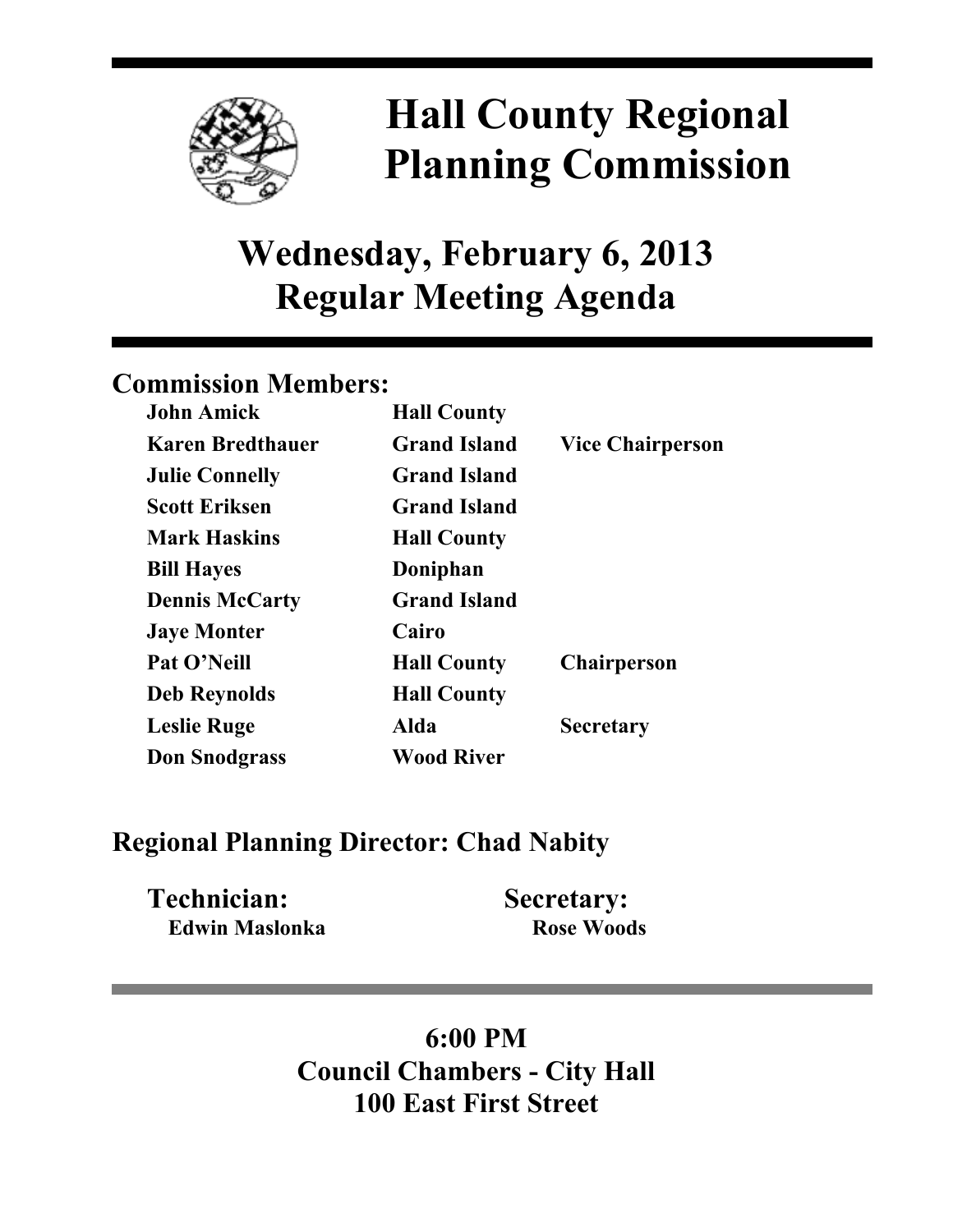# Hall County Regional Planning Commission

## Wednesday, February 6, 2013
## Regular Meeting Agenda

### Commission Members:

| | | |
|---|---|---|
| **John Amick** | **Hall County** | |
| **Karen Bredthauer** | **Grand Island** | **Vice Chairperson** |
| **Julie Connelly** | **Grand Island** | |
| **Scott Eriksen** | **Grand Island** | |
| **Mark Haskins** | **Hall County** | |
| **Bill Hayes** | **Doniphan** | |
| **Dennis McCarty** | **Grand Island** | |
| **Jaye Monter** | **Cairo** | |
| **Pat O'Neill** | **Hall County** | **Chairperson** |
| **Deb Reynolds** | **Hall County** | |
| **Leslie Ruge** | **Alda** | **Secretary** |
| **Don Snodgrass** | **Wood River** | |

### Regional Planning Director: Chad Nabity

**Technician:**
**Edwin Maslonka**

**Secretary:**
**Rose Woods**

---

**6:00 PM**
**Council Chambers - City Hall**
**100 East First Street**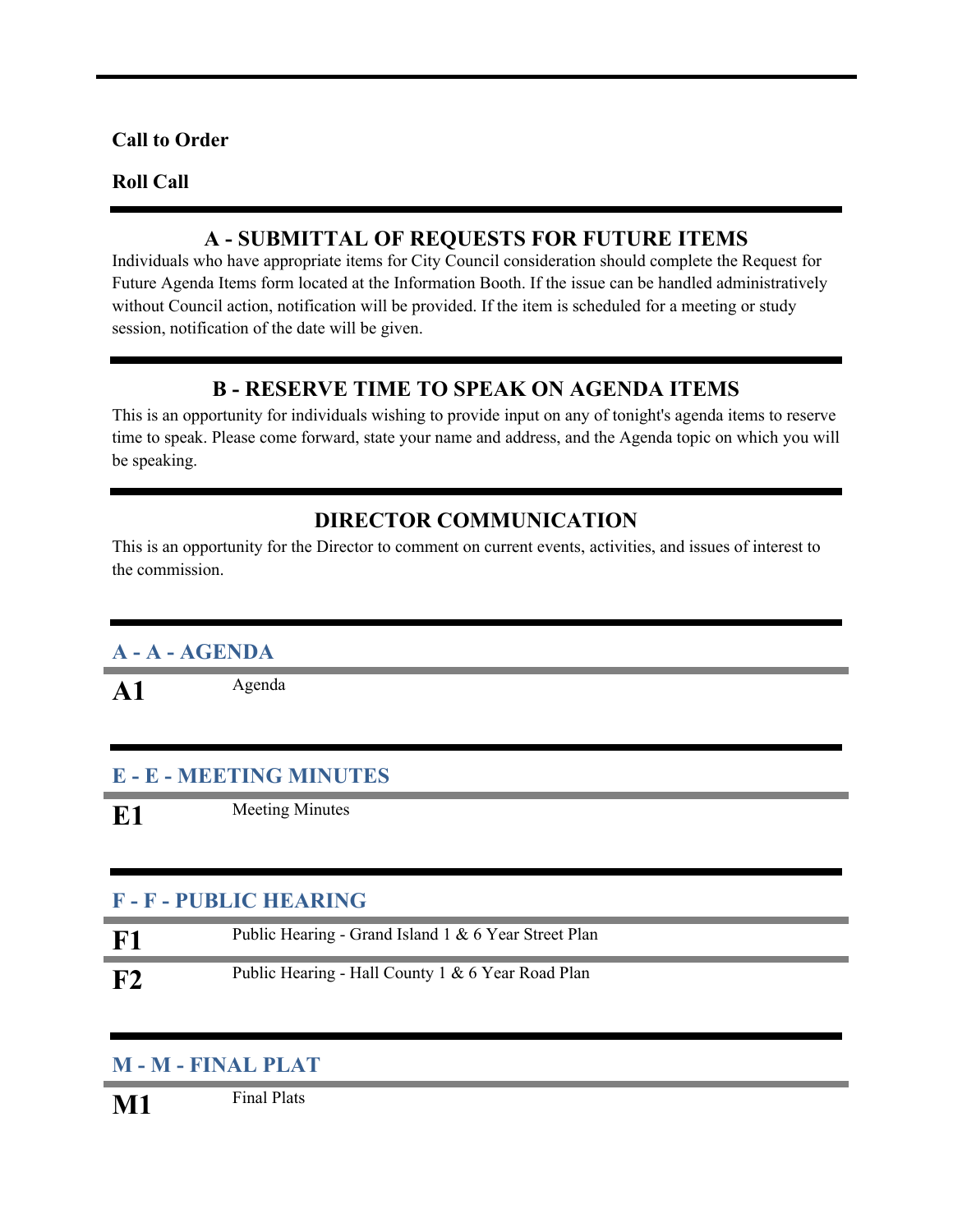**Call to Order**

**Roll Call**

## A - SUBMITTAL OF REQUESTS FOR FUTURE ITEMS

Individuals who have appropriate items for City Council consideration should complete the Request for Future Agenda Items form located at the Information Booth. If the issue can be handled administratively without Council action, notification will be provided. If the item is scheduled for a meeting or study session, notification of the date will be given.

## B - RESERVE TIME TO SPEAK ON AGENDA ITEMS

This is an opportunity for individuals wishing to provide input on any of tonight's agenda items to reserve time to speak. Please come forward, state your name and address, and the Agenda topic on which you will be speaking.

## DIRECTOR COMMUNICATION

This is an opportunity for the Director to comment on current events, activities, and issues of interest to the commission.

### A - A - AGENDA

**A1** Agenda

### E - E - MEETING MINUTES

**E1** Meeting Minutes

### F - F - PUBLIC HEARING

**F1** Public Hearing - Grand Island 1 & 6 Year Street Plan

**F2** Public Hearing - Hall County 1 & 6 Year Road Plan

### M - M - FINAL PLAT

**M1** Final Plats